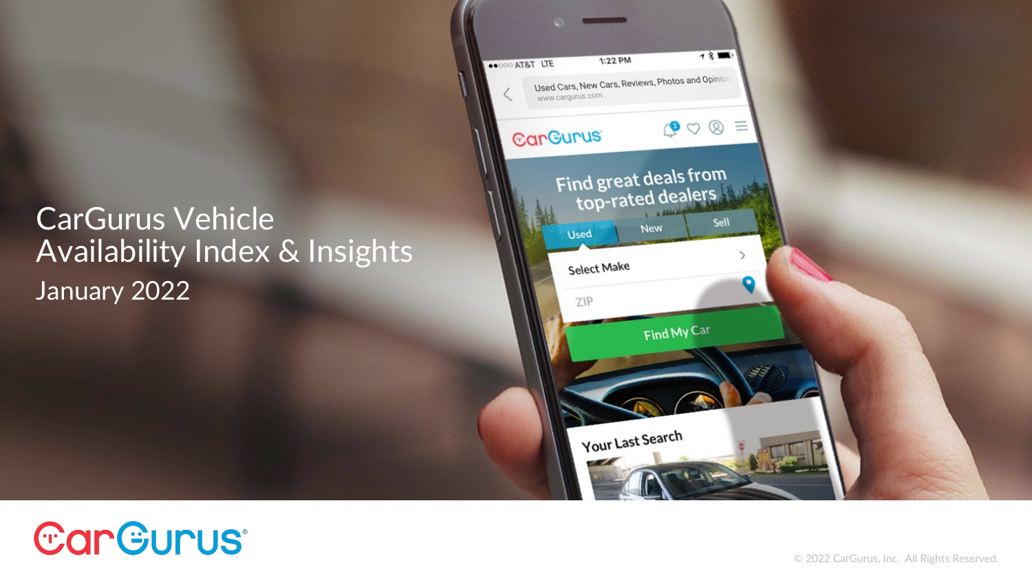# CarGurus Vehicle Availability Index & Insights

January 2022

© 2022 CarGurus, Inc. All Rights Reserved.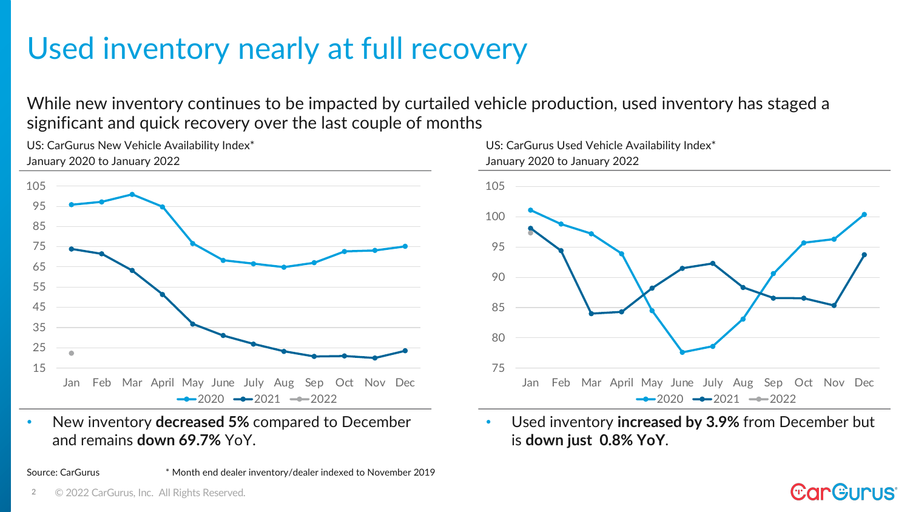# Used inventory nearly at full recovery

While new inventory continues to be impacted by curtailed vehicle production, used inventory has staged a significant and quick recovery over the last couple of months

US: CarGurus New Vehicle Availability Index*
January 2020 to January 2022

- New inventory **decreased 5%** compared to December and remains **down 69.7%** YoY.

US: CarGurus Used Vehicle Availability Index*
January 2020 to January 2022

- Used inventory **increased by 3.9%** from December but is **down just 0.8% YoY**.

Source: CarGurus

* Month end dealer inventory/dealer indexed to November 2019

© 2022 CarGurus, Inc. All Rights Reserved.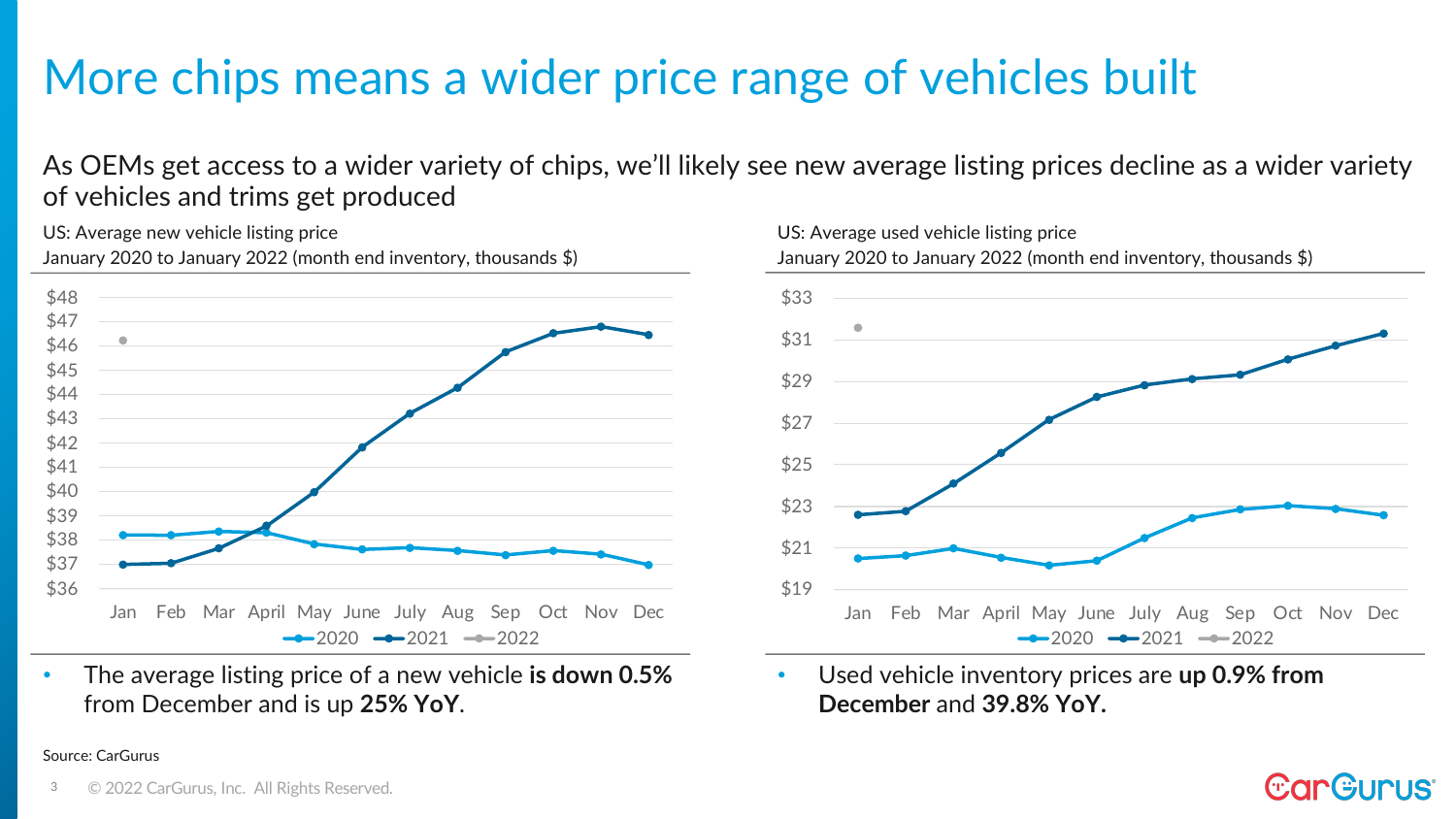# More chips means a wider price range of vehicles built

As OEMs get access to a wider variety of chips, we'll likely see new average listing prices decline as a wider variety of vehicles and trims get produced

US: Average new vehicle listing price
January 2020 to January 2022 (month end inventory, thousands $)

- The average listing price of a new vehicle **is down 0.5%** from December and is up **25% YoY**.

US: Average used vehicle listing price
January 2020 to January 2022 (month end inventory, thousands $)

- Used vehicle inventory prices are **up 0.9% from December** and **39.8% YoY.**

Source: CarGurus

© 2022 CarGurus, Inc. All Rights Reserved.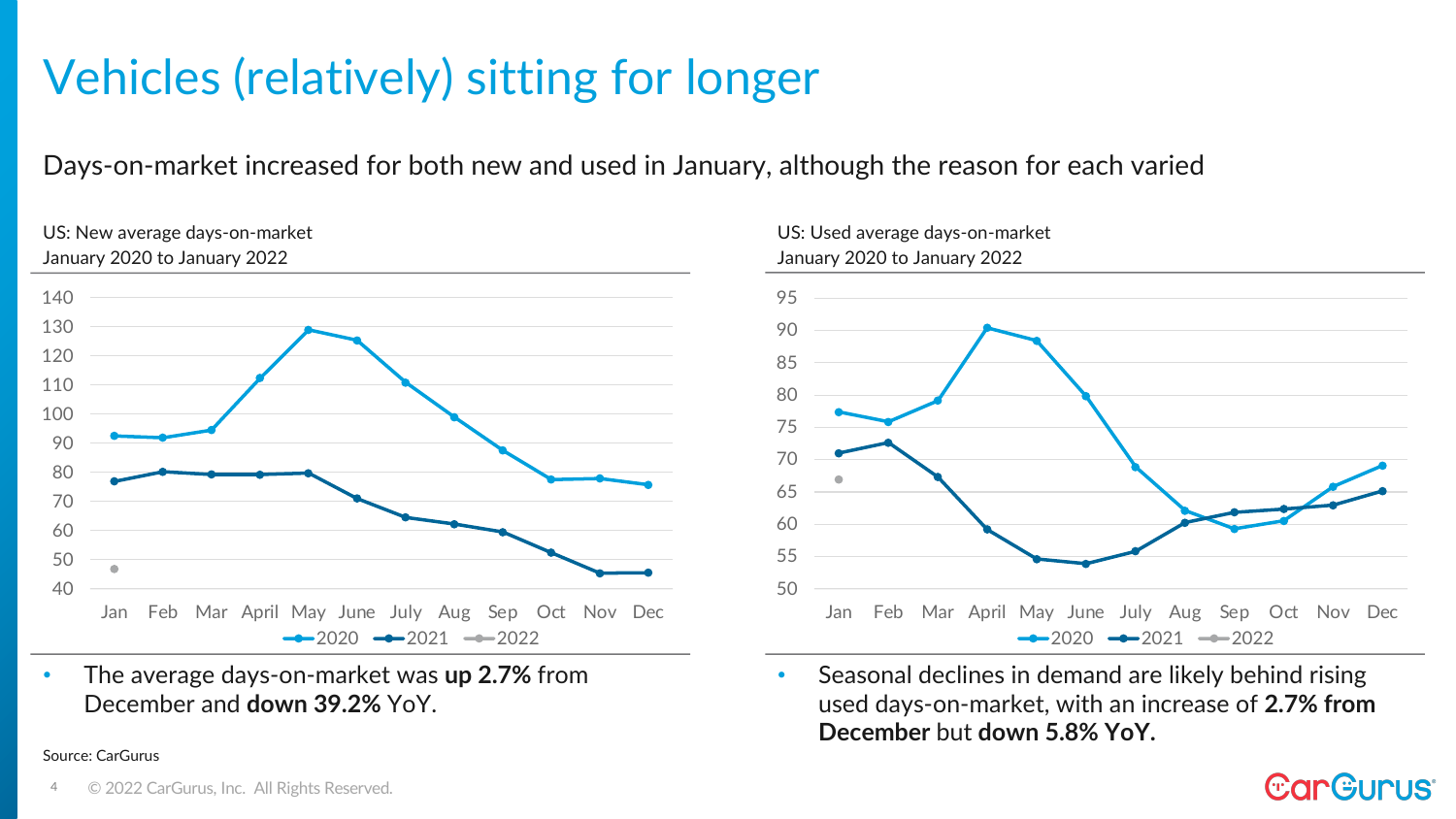# Vehicles (relatively) sitting for longer

Days-on-market increased for both new and used in January, although the reason for each varied

US: New average days-on-market
January 2020 to January 2022

140
130
120
110
100
90
80
70
60
50
40

Jan Feb Mar April May June July Aug Sep Oct Nov Dec

2020 2021 2022

- The average days-on-market was **up 2.7%** from December and **down 39.2%** YoY.

US: Used average days-on-market
January 2020 to January 2022

95
90
85
80
75
70
65
60
55
50

Jan Feb Mar April May June July Aug Sep Oct Nov Dec

2020 2021 2022

- Seasonal declines in demand are likely behind rising used days-on-market, with an increase of **2.7% from December** but **down 5.8% YoY.**

Source: CarGurus

© 2022 CarGurus, Inc. All Rights Reserved.